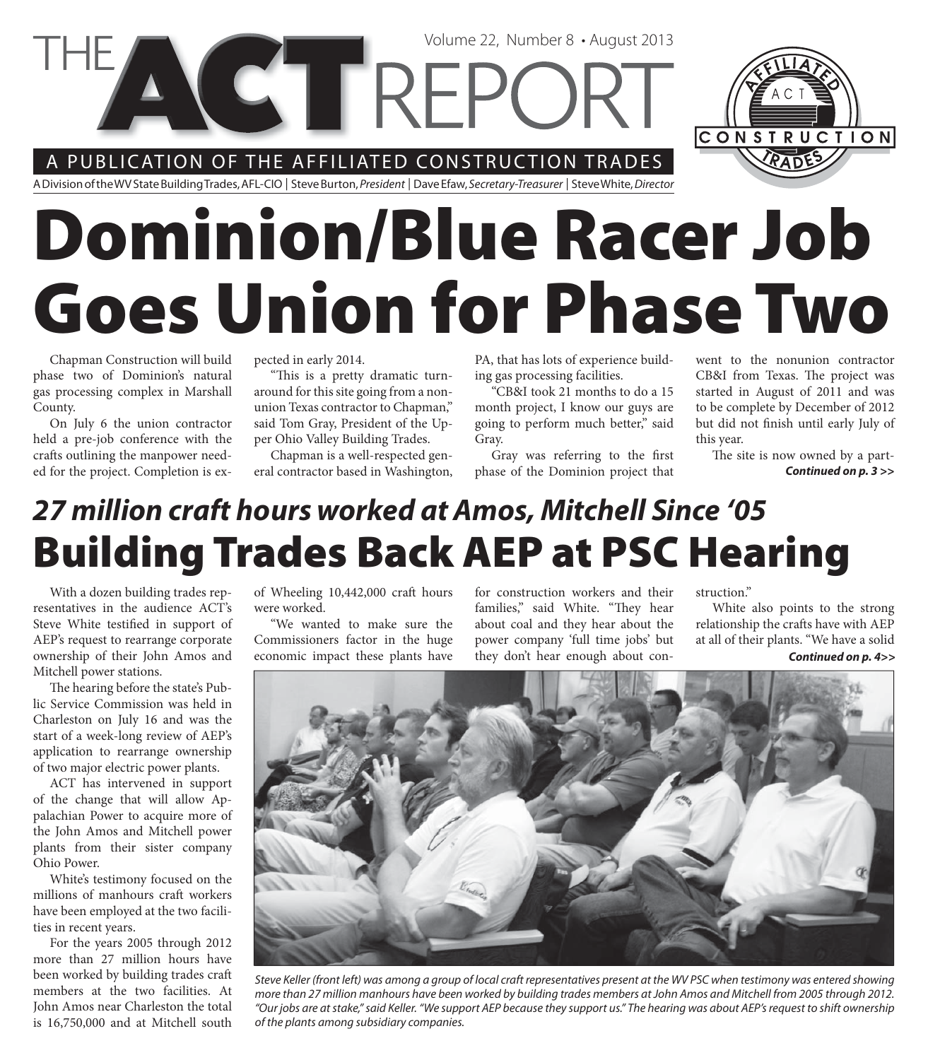# THE ACT REPORT

Volume 22, Number 8 • August 2013

A PUBLICATION OF THE AFFILIATED CONSTRUCTION TRADES

A Division of the WV State Building Trades, AFL-CIO | Steve Burton, *President* | Dave Efaw, *Secretary-Treasurer* | Steve White, *Director*

# Dominion/Blue Racer Job Goes Union for Phase Two

Chapman Construction will build phase two of Dominion's natural gas processing complex in Marshall County.

On July 6 the union contractor held a pre-job conference with the crafts outlining the manpower needed for the project. Completion is expected in early 2014.

"This is a pretty dramatic turnaround for this site going from a nonunion Texas contractor to Chapman," said Tom Gray, President of the Upper Ohio Valley Building Trades.

Chapman is a well-respected general contractor based in Washington, PA, that has lots of experience building gas processing facilities.

"CB&I took 21 months to do a 15 month project, I know our guys are going to perform much better," said Gray.

Gray was referring to the first phase of the Dominion project that went to the nonunion contractor CB&I from Texas. The project was started in August of 2011 and was to be complete by December of 2012 but did not finish until early July of this year.

The site is now owned by a part-

***Continued on p. 3 >>***

## *27 million craft hours worked at Amos, Mitchell Since '05*

# Building Trades Back AEP at PSC Hearing

With a dozen building trades representatives in the audience ACT's Steve White testified in support of AEP's request to rearrange corporate ownership of their John Amos and Mitchell power stations.

The hearing before the state's Public Service Commission was held in Charleston on July 16 and was the start of a week-long review of AEP's application to rearrange ownership of two major electric power plants.

ACT has intervened in support of the change that will allow Appalachian Power to acquire more of the John Amos and Mitchell power plants from their sister company Ohio Power.

White's testimony focused on the millions of manhours craft workers have been employed at the two facilities in recent years.

For the years 2005 through 2012 more than 27 million hours have been worked by building trades craft members at the two facilities. At John Amos near Charleston the total is 16,750,000 and at Mitchell south of Wheeling 10,442,000 craft hours were worked.

"We wanted to make sure the Commissioners factor in the huge economic impact these plants have for construction workers and their families," said White. "They hear about coal and they hear about the power company 'full time jobs' but they don't hear enough about construction."

White also points to the strong relationship the crafts have with AEP at all of their plants. "We have a solid

***Continued on p. 4>>***

*Steve Keller (front left) was among a group of local craft representatives present at the WV PSC when testimony was entered showing more than 27 million manhours have been worked by building trades members at John Amos and Mitchell from 2005 through 2012. "Our jobs are at stake," said Keller. "We support AEP because they support us." The hearing was about AEP's request to shift ownership of the plants among subsidiary companies.*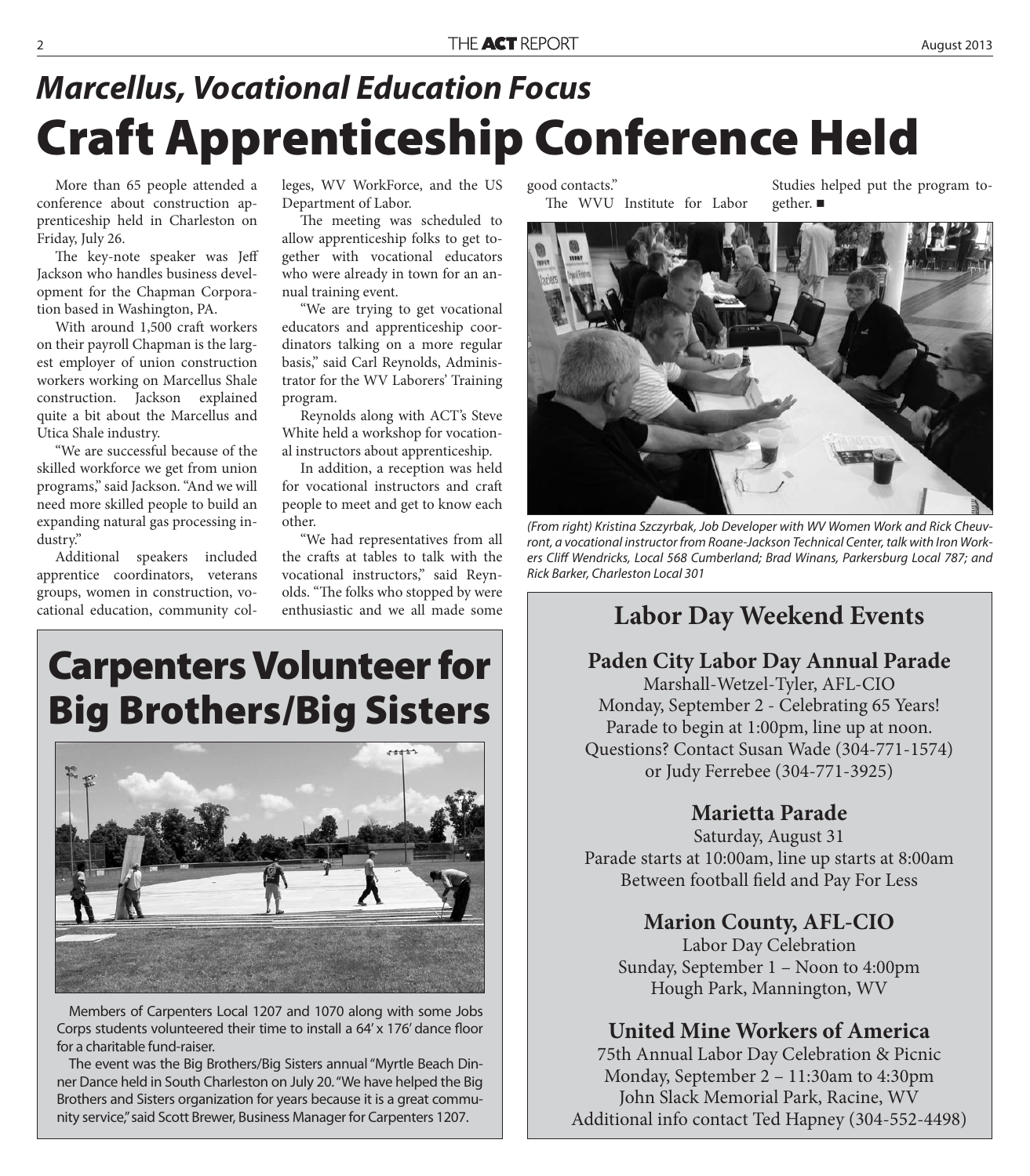## *Marcellus, Vocational Education Focus*

# Craft Apprenticeship Conference Held

More than 65 people attended a conference about construction apprenticeship held in Charleston on Friday, July 26.

The key-note speaker was Jeff Jackson who handles business development for the Chapman Corporation based in Washington, PA.

With around 1,500 craft workers on their payroll Chapman is the largest employer of union construction workers working on Marcellus Shale construction. Jackson explained quite a bit about the Marcellus and Utica Shale industry.

"We are successful because of the skilled workforce we get from union programs," said Jackson. "And we will need more skilled people to build an expanding natural gas processing industry."

Additional speakers included apprentice coordinators, veterans groups, women in construction, vocational education, community colleges, WV WorkForce, and the US Department of Labor.

The meeting was scheduled to allow apprenticeship folks to get together with vocational educators who were already in town for an annual training event.

"We are trying to get vocational educators and apprenticeship coordinators talking on a more regular basis," said Carl Reynolds, Administrator for the WV Laborers' Training program.

Reynolds along with ACT's Steve White held a workshop for vocational instructors about apprenticeship.

In addition, a reception was held for vocational instructors and craft people to meet and get to know each other.

"We had representatives from all the crafts at tables to talk with the vocational instructors," said Reynolds. "The folks who stopped by were enthusiastic and we all made some good contacts."

The WVU Institute for Labor Studies helped put the program together. ■

*(From right) Kristina Szczyrbak, Job Developer with WV Women Work and Rick Cheuvront, a vocational instructor from Roane-Jackson Technical Center, talk with Iron Workers Cliff Wendricks, Local 568 Cumberland; Brad Winans, Parkersburg Local 787; and Rick Barker, Charleston Local 301*

# Carpenters Volunteer for Big Brothers/Big Sisters

Members of Carpenters Local 1207 and 1070 along with some Jobs Corps students volunteered their time to install a 64' x 176' dance floor for a charitable fund-raiser.

The event was the Big Brothers/Big Sisters annual "Myrtle Beach Dinner Dance held in South Charleston on July 20. "We have helped the Big Brothers and Sisters organization for years because it is a great community service," said Scott Brewer, Business Manager for Carpenters 1207.

## Labor Day Weekend Events

### Paden City Labor Day Annual Parade

Marshall-Wetzel-Tyler, AFL-CIO
Monday, September 2 - Celebrating 65 Years!
Parade to begin at 1:00pm, line up at noon.
Questions? Contact Susan Wade (304-771-1574) or Judy Ferrebee (304-771-3925)

### Marietta Parade

Saturday, August 31
Parade starts at 10:00am, line up starts at 8:00am
Between football field and Pay For Less

### Marion County, AFL-CIO

Labor Day Celebration
Sunday, September 1 – Noon to 4:00pm
Hough Park, Mannington, WV

### United Mine Workers of America

75th Annual Labor Day Celebration & Picnic
Monday, September 2 – 11:30am to 4:30pm
John Slack Memorial Park, Racine, WV
Additional info contact Ted Hapney (304-552-4498)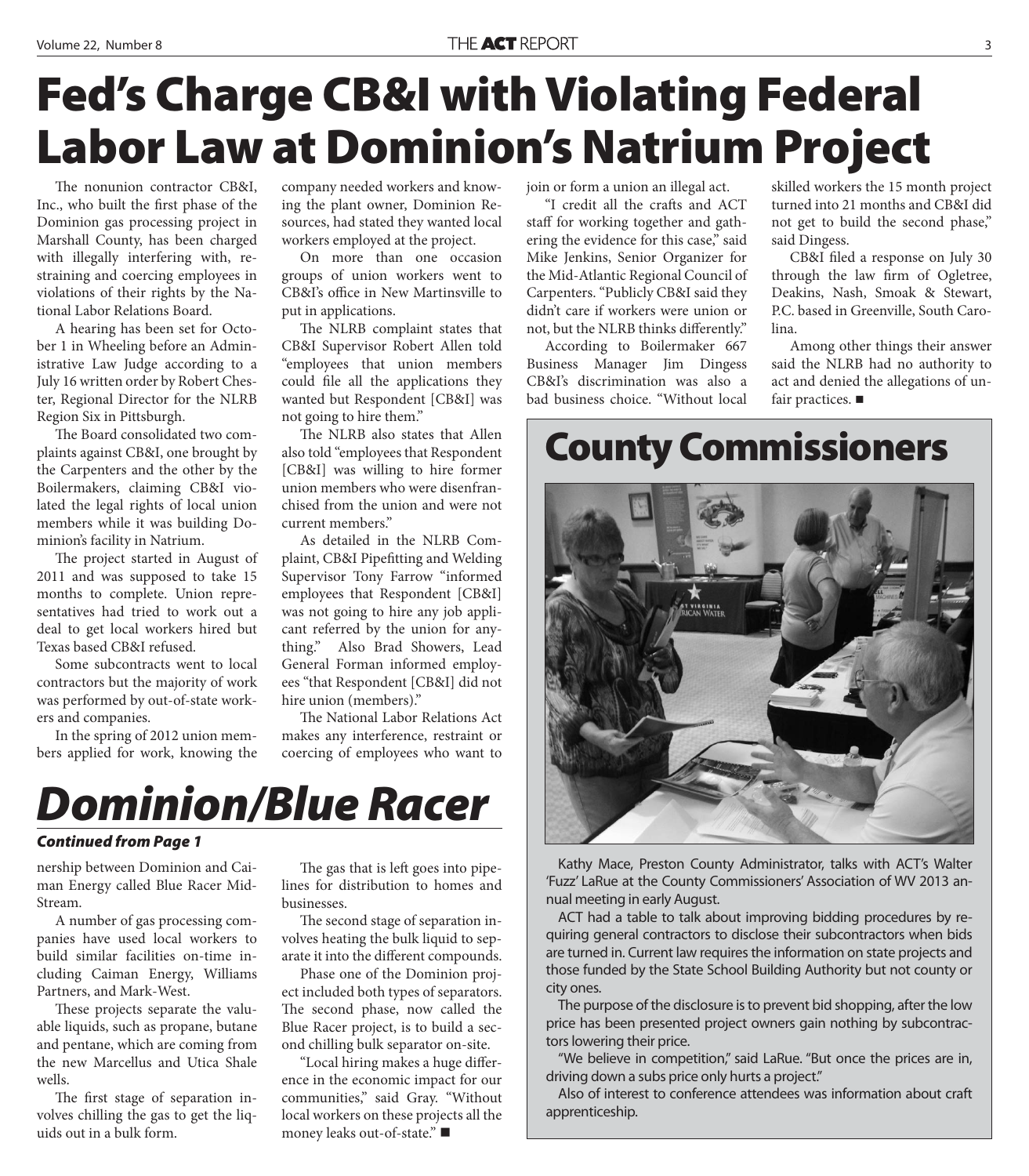# Fed's Charge CB&I with Violating Federal Labor Law at Dominion's Natrium Project

The nonunion contractor CB&I, Inc., who built the first phase of the Dominion gas processing project in Marshall County, has been charged with illegally interfering with, restraining and coercing employees in violations of their rights by the National Labor Relations Board.

A hearing has been set for October 1 in Wheeling before an Administrative Law Judge according to a July 16 written order by Robert Chester, Regional Director for the NLRB Region Six in Pittsburgh.

The Board consolidated two complaints against CB&I, one brought by the Carpenters and the other by the Boilermakers, claiming CB&I violated the legal rights of local union members while it was building Dominion's facility in Natrium.

The project started in August of 2011 and was supposed to take 15 months to complete. Union representatives had tried to work out a deal to get local workers hired but Texas based CB&I refused.

Some subcontracts went to local contractors but the majority of work was performed by out-of-state workers and companies.

In the spring of 2012 union members applied for work, knowing the company needed workers and knowing the plant owner, Dominion Resources, had stated they wanted local workers employed at the project.

On more than one occasion groups of union workers went to CB&I's office in New Martinsville to put in applications.

The NLRB complaint states that CB&I Supervisor Robert Allen told "employees that union members could file all the applications they wanted but Respondent [CB&I] was not going to hire them."

The NLRB also states that Allen also told "employees that Respondent [CB&I] was willing to hire former union members who were disenfranchised from the union and were not current members."

As detailed in the NLRB Complaint, CB&I Pipefitting and Welding Supervisor Tony Farrow "informed employees that Respondent [CB&I] was not going to hire any job applicant referred by the union for anything." Also Brad Showers, Lead General Forman informed employees "that Respondent [CB&I] did not hire union (members)."

The National Labor Relations Act makes any interference, restraint or coercing of employees who want to join or form a union an illegal act.

"I credit all the crafts and ACT staff for working together and gathering the evidence for this case," said Mike Jenkins, Senior Organizer for the Mid-Atlantic Regional Council of Carpenters. "Publicly CB&I said they didn't care if workers were union or not, but the NLRB thinks differently."

According to Boilermaker 667 Business Manager Jim Dingess CB&I's discrimination was also a bad business choice. "Without local skilled workers the 15 month project turned into 21 months and CB&I did not get to build the second phase," said Dingess.

CB&I filed a response on July 30 through the law firm of Ogletree, Deakins, Nash, Smoak & Stewart, P.C. based in Greenville, South Carolina.

Among other things their answer said the NLRB had no authority to act and denied the allegations of unfair practices. ■

# *Dominion/Blue Racer*

***Continued from Page 1***

nership between Dominion and Caiman Energy called Blue Racer MidStream.

A number of gas processing companies have used local workers to build similar facilities on-time including Caiman Energy, Williams Partners, and Mark-West.

These projects separate the valuable liquids, such as propane, butane and pentane, which are coming from the new Marcellus and Utica Shale wells.

The first stage of separation involves chilling the gas to get the liquids out in a bulk form.

The gas that is left goes into pipelines for distribution to homes and businesses.

The second stage of separation involves heating the bulk liquid to separate it into the different compounds.

Phase one of the Dominion project included both types of separators. The second phase, now called the Blue Racer project, is to build a second chilling bulk separator on-site.

"Local hiring makes a huge difference in the economic impact for our communities," said Gray. "Without local workers on these projects all the money leaks out-of-state." ■

# County Commissioners

Kathy Mace, Preston County Administrator, talks with ACT's Walter 'Fuzz' LaRue at the County Commissioners' Association of WV 2013 annual meeting in early August.

ACT had a table to talk about improving bidding procedures by requiring general contractors to disclose their subcontractors when bids are turned in. Current law requires the information on state projects and those funded by the State School Building Authority but not county or city ones.

The purpose of the disclosure is to prevent bid shopping, after the low price has been presented project owners gain nothing by subcontractors lowering their price.

"We believe in competition," said LaRue. "But once the prices are in, driving down a subs price only hurts a project."

Also of interest to conference attendees was information about craft apprenticeship.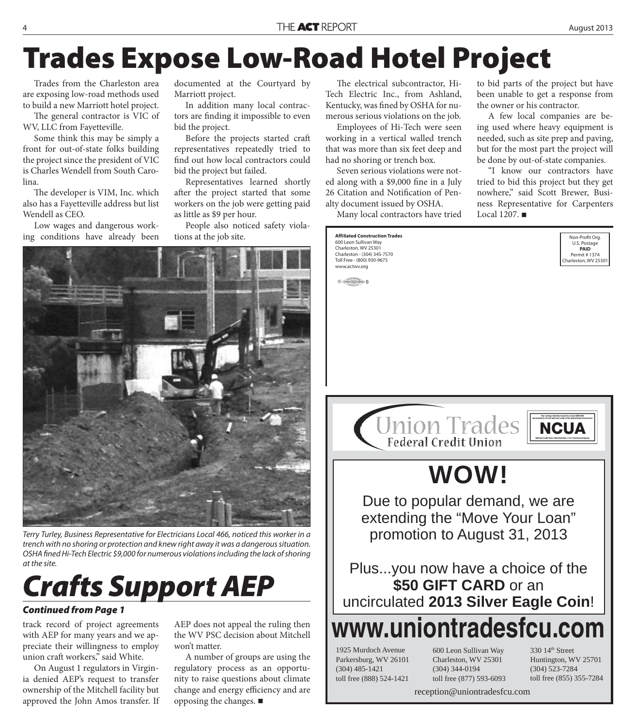# Trades Expose Low-Road Hotel Project

Trades from the Charleston area are exposing low-road methods used to build a new Marriott hotel project.

The general contractor is VIC of WV, LLC from Fayetteville.

Some think this may be simply a front for out-of-state folks building the project since the president of VIC is Charles Wendell from South Carolina.

The developer is VIM, Inc. which also has a Fayetteville address but list Wendell as CEO.

Low wages and dangerous working conditions have already been documented at the Courtyard by Marriott project.

In addition many local contractors are finding it impossible to even bid the project.

Before the projects started craft representatives repeatedly tried to find out how local contractors could bid the project but failed.

Representatives learned shortly after the project started that some workers on the job were getting paid as little as $9 per hour.

People also noticed safety violations at the job site.

The electrical subcontractor, Hi-Tech Electric Inc., from Ashland, Kentucky, was fined by OSHA for numerous serious violations on the job.

Employees of Hi-Tech were seen working in a vertical walled trench that was more than six feet deep and had no shoring or trench box.

Seven serious violations were noted along with a $9,000 fine in a July 26 Citation and Notification of Penalty document issued by OSHA.

Many local contractors have tried to bid parts of the project but have been unable to get a response from the owner or his contractor.

A few local companies are being used where heavy equipment is needed, such as site prep and paving, but for the most part the project will be done by out-of-state companies.

"I know our contractors have tried to bid this project but they get nowhere," said Scott Brewer, Business Representative for Carpenters Local 1207. ■

*Terry Turley, Business Representative for Electricians Local 466, noticed this worker in a trench with no shoring or protection and knew right away it was a dangerous situation. OSHA fined Hi-Tech Electric $9,000 for numerous violations including the lack of shoring at the site.*

**Affiliated Construction Trades**
600 Leon Sullivan Way
Charleston, WV 25301
Charleston - (304) 345-7570
Toll Free - (800) 930-9675
www.actwv.org

Non-Profit Org.
U.S. Postage
**PAID**
Permit # 1374
Charleston, WV 25301

# Crafts Support AEP

***Continued from Page 1***

track record of project agreements with AEP for many years and we appreciate their willingness to employ union craft workers," said White.

On August 1 regulators in Virginia denied AEP's request to transfer ownership of the Mitchell facility but approved the John Amos transfer. If AEP does not appeal the ruling then the WV PSC decision about Mitchell won't matter.

A number of groups are using the regulatory process as an opportunity to raise questions about climate change and energy efficiency and are opposing the changes. ■

**Union Trades**
Federal Credit Union

NCUA

## WOW!

Due to popular demand, we are extending the "Move Your Loan" promotion to August 31, 2013

Plus...you now have a choice of the **$50 GIFT CARD** or an uncirculated **2013 Silver Eagle Coin**!

**www.uniontradesfcu.com**

1925 Murdoch Avenue
Parkersburg, WV 26101
(304) 485-1421
toll free (888) 524-1421

600 Leon Sullivan Way
Charleston, WV 25301
(304) 344-0194
toll free (877) 593-6093

330 14th Street
Huntington, WV 25701
(304) 523-7284
toll free (855) 355-7284

reception@uniontradesfcu.com